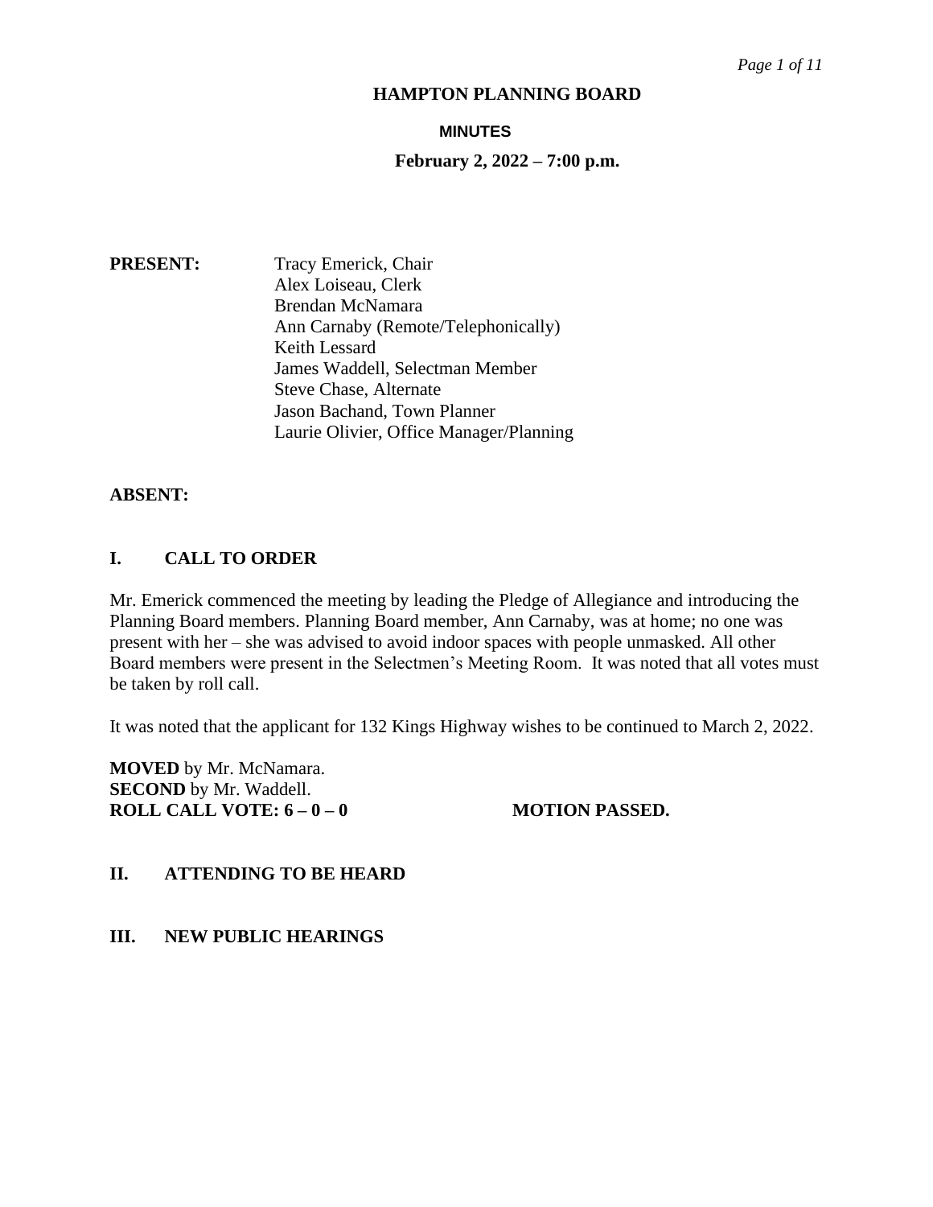# HAMPTON PLANNING BOARD

## MINUTES

### February 2, 2022 – 7:00 p.m.

**PRESENT:**

Tracy Emerick, Chair
Alex Loiseau, Clerk
Brendan McNamara
Ann Carnaby (Remote/Telephonically)
Keith Lessard
James Waddell, Selectman Member
Steve Chase, Alternate
Jason Bachand, Town Planner
Laurie Olivier, Office Manager/Planning

**ABSENT:**

## I. CALL TO ORDER

Mr. Emerick commenced the meeting by leading the Pledge of Allegiance and introducing the Planning Board members. Planning Board member, Ann Carnaby, was at home; no one was present with her – she was advised to avoid indoor spaces with people unmasked. All other Board members were present in the Selectmen's Meeting Room. It was noted that all votes must be taken by roll call.

It was noted that the applicant for 132 Kings Highway wishes to be continued to March 2, 2022.

**MOVED** by Mr. McNamara.
**SECOND** by Mr. Waddell.
**ROLL CALL VOTE: 6 – 0 – 0** **MOTION PASSED.**

## II. ATTENDING TO BE HEARD

## III. NEW PUBLIC HEARINGS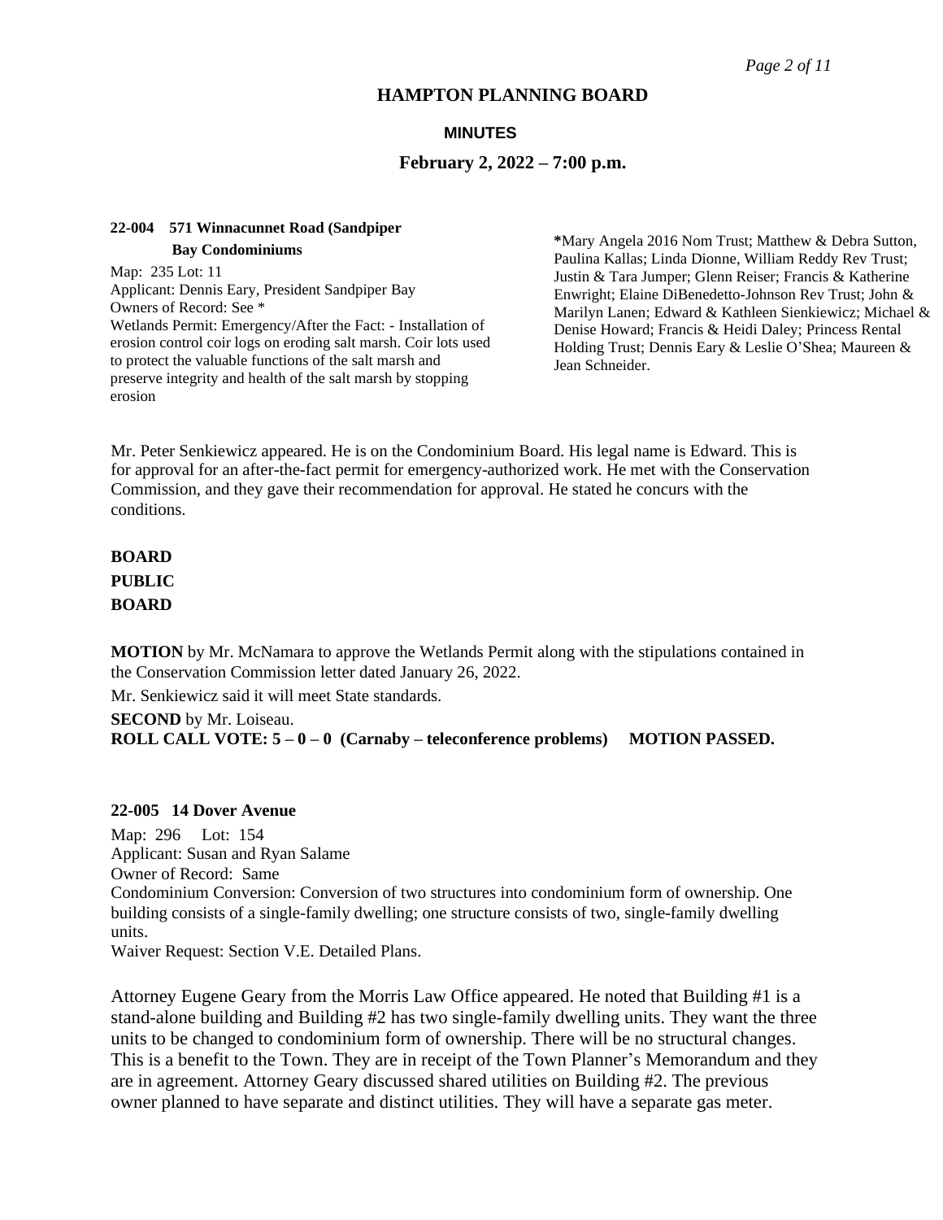**HAMPTON PLANNING BOARD**

**MINUTES**

**February 2, 2022 – 7:00 p.m.**

**22-004 571 Winnacunnet Road (Sandpiper Bay Condominiums**

Map: 235 Lot: 11
Applicant: Dennis Eary, President Sandpiper Bay
Owners of Record: See *
Wetlands Permit: Emergency/After the Fact: - Installation of erosion control coir logs on eroding salt marsh. Coir lots used to protect the valuable functions of the salt marsh and preserve integrity and health of the salt marsh by stopping erosion

***Mary Angela 2016 Nom Trust; Matthew & Debra Sutton, Paulina Kallas; Linda Dionne, William Reddy Rev Trust; Justin & Tara Jumper; Glenn Reiser; Francis & Katherine Enwright; Elaine DiBenedetto-Johnson Rev Trust; John & Marilyn Lanen; Edward & Kathleen Sienkiewicz; Michael & Denise Howard; Francis & Heidi Daley; Princess Rental Holding Trust; Dennis Eary & Leslie O'Shea; Maureen & Jean Schneider.

Mr. Peter Senkiewicz appeared. He is on the Condominium Board. His legal name is Edward. This is for approval for an after-the-fact permit for emergency-authorized work. He met with the Conservation Commission, and they gave their recommendation for approval. He stated he concurs with the conditions.

**BOARD**

**PUBLIC**

**BOARD**

**MOTION** by Mr. McNamara to approve the Wetlands Permit along with the stipulations contained in the Conservation Commission letter dated January 26, 2022.

Mr. Senkiewicz said it will meet State standards.

**SECOND** by Mr. Loiseau.
**ROLL CALL VOTE: 5 – 0 – 0 (Carnaby – teleconference problems) MOTION PASSED.**

**22-005 14 Dover Avenue**

Map: 296 Lot: 154
Applicant: Susan and Ryan Salame
Owner of Record: Same
Condominium Conversion: Conversion of two structures into condominium form of ownership. One building consists of a single-family dwelling; one structure consists of two, single-family dwelling units.
Waiver Request: Section V.E. Detailed Plans.

Attorney Eugene Geary from the Morris Law Office appeared. He noted that Building #1 is a stand-alone building and Building #2 has two single-family dwelling units. They want the three units to be changed to condominium form of ownership. There will be no structural changes. This is a benefit to the Town. They are in receipt of the Town Planner's Memorandum and they are in agreement. Attorney Geary discussed shared utilities on Building #2. The previous owner planned to have separate and distinct utilities. They will have a separate gas meter.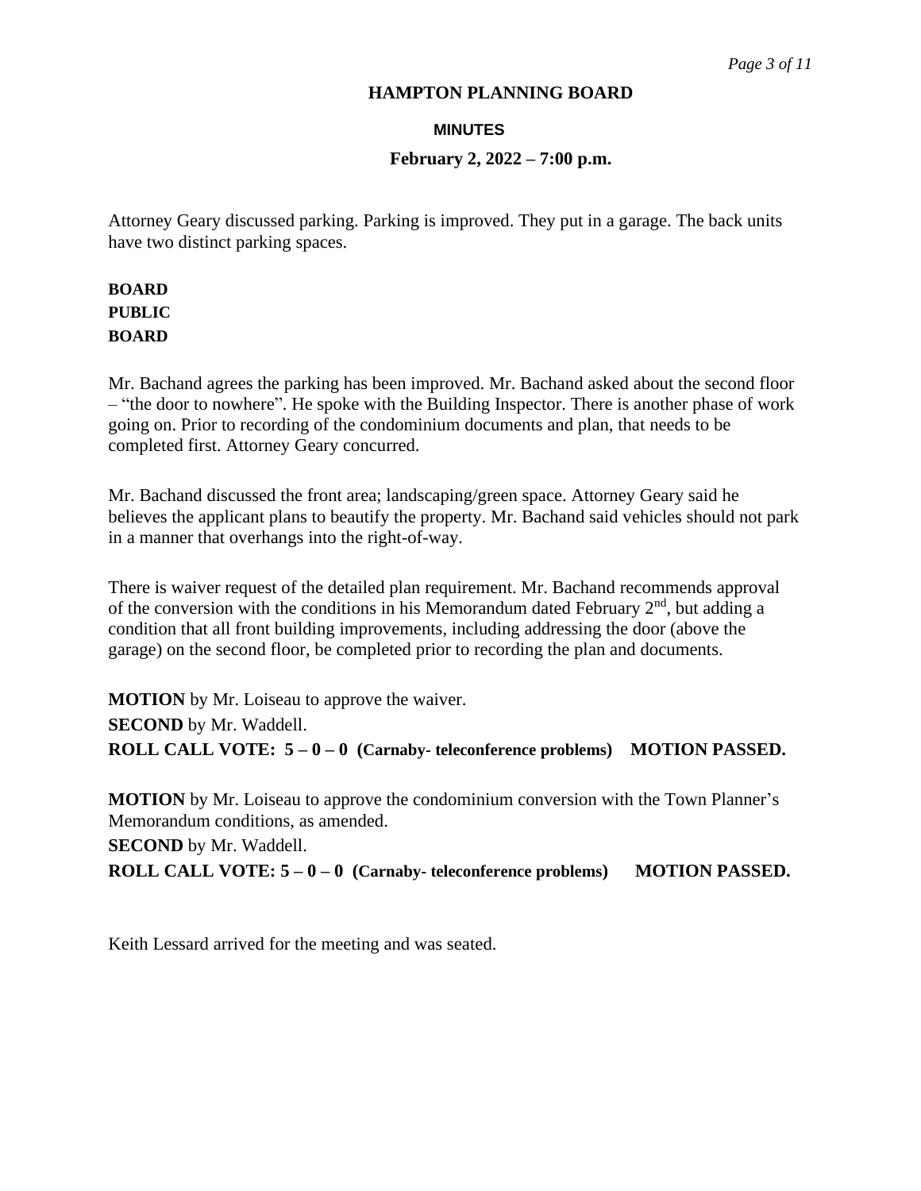Attorney Geary discussed parking. Parking is improved. They put in a garage. The back units have two distinct parking spaces.

**BOARD**
**PUBLIC**
**BOARD**

Mr. Bachand agrees the parking has been improved. Mr. Bachand asked about the second floor – "the door to nowhere". He spoke with the Building Inspector. There is another phase of work going on. Prior to recording of the condominium documents and plan, that needs to be completed first. Attorney Geary concurred.

Mr. Bachand discussed the front area; landscaping/green space. Attorney Geary said he believes the applicant plans to beautify the property. Mr. Bachand said vehicles should not park in a manner that overhangs into the right-of-way.

There is waiver request of the detailed plan requirement. Mr. Bachand recommends approval of the conversion with the conditions in his Memorandum dated February 2nd, but adding a condition that all front building improvements, including addressing the door (above the garage) on the second floor, be completed prior to recording the plan and documents.

**MOTION** by Mr. Loiseau to approve the waiver.
**SECOND** by Mr. Waddell.
**ROLL CALL VOTE: 5 – 0 – 0 (Carnaby- teleconference problems) MOTION PASSED.**

**MOTION** by Mr. Loiseau to approve the condominium conversion with the Town Planner's Memorandum conditions, as amended.
**SECOND** by Mr. Waddell.
**ROLL CALL VOTE: 5 – 0 – 0 (Carnaby- teleconference problems) MOTION PASSED.**

Keith Lessard arrived for the meeting and was seated.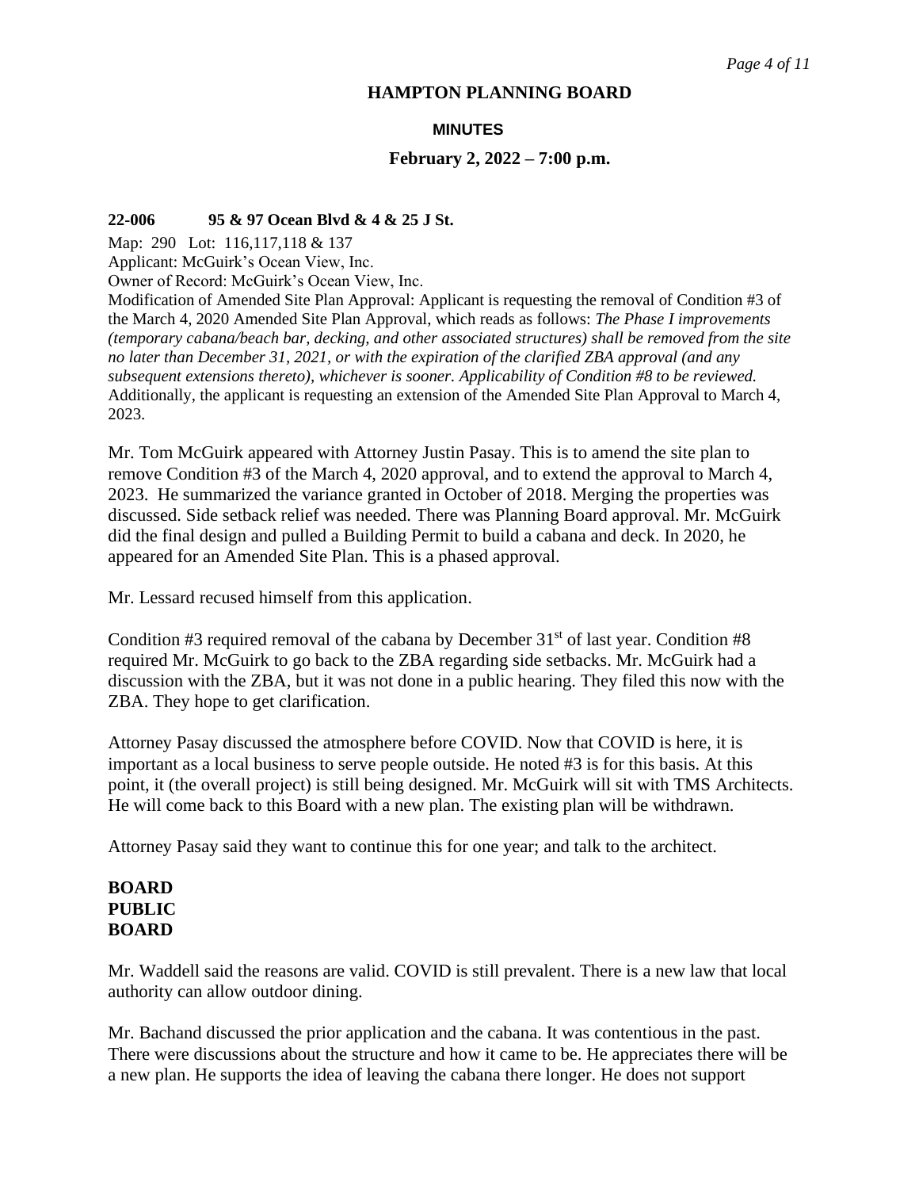**HAMPTON PLANNING BOARD**

**MINUTES**

**February 2, 2022 – 7:00 p.m.**

**22-006 95 & 97 Ocean Blvd & 4 & 25 J St.**

Map: 290 Lot: 116,117,118 & 137
Applicant: McGuirk's Ocean View, Inc.
Owner of Record: McGuirk's Ocean View, Inc.
Modification of Amended Site Plan Approval: Applicant is requesting the removal of Condition #3 of the March 4, 2020 Amended Site Plan Approval, which reads as follows: *The Phase I improvements (temporary cabana/beach bar, decking, and other associated structures) shall be removed from the site no later than December 31, 2021, or with the expiration of the clarified ZBA approval (and any subsequent extensions thereto), whichever is sooner. Applicability of Condition #8 to be reviewed.* Additionally, the applicant is requesting an extension of the Amended Site Plan Approval to March 4, 2023.

Mr. Tom McGuirk appeared with Attorney Justin Pasay. This is to amend the site plan to remove Condition #3 of the March 4, 2020 approval, and to extend the approval to March 4, 2023. He summarized the variance granted in October of 2018. Merging the properties was discussed. Side setback relief was needed. There was Planning Board approval. Mr. McGuirk did the final design and pulled a Building Permit to build a cabana and deck. In 2020, he appeared for an Amended Site Plan. This is a phased approval.

Mr. Lessard recused himself from this application.

Condition #3 required removal of the cabana by December 31st of last year. Condition #8 required Mr. McGuirk to go back to the ZBA regarding side setbacks. Mr. McGuirk had a discussion with the ZBA, but it was not done in a public hearing. They filed this now with the ZBA. They hope to get clarification.

Attorney Pasay discussed the atmosphere before COVID. Now that COVID is here, it is important as a local business to serve people outside. He noted #3 is for this basis. At this point, it (the overall project) is still being designed. Mr. McGuirk will sit with TMS Architects. He will come back to this Board with a new plan. The existing plan will be withdrawn.

Attorney Pasay said they want to continue this for one year; and talk to the architect.

**BOARD**
**PUBLIC**
**BOARD**

Mr. Waddell said the reasons are valid. COVID is still prevalent. There is a new law that local authority can allow outdoor dining.

Mr. Bachand discussed the prior application and the cabana. It was contentious in the past. There were discussions about the structure and how it came to be. He appreciates there will be a new plan. He supports the idea of leaving the cabana there longer. He does not support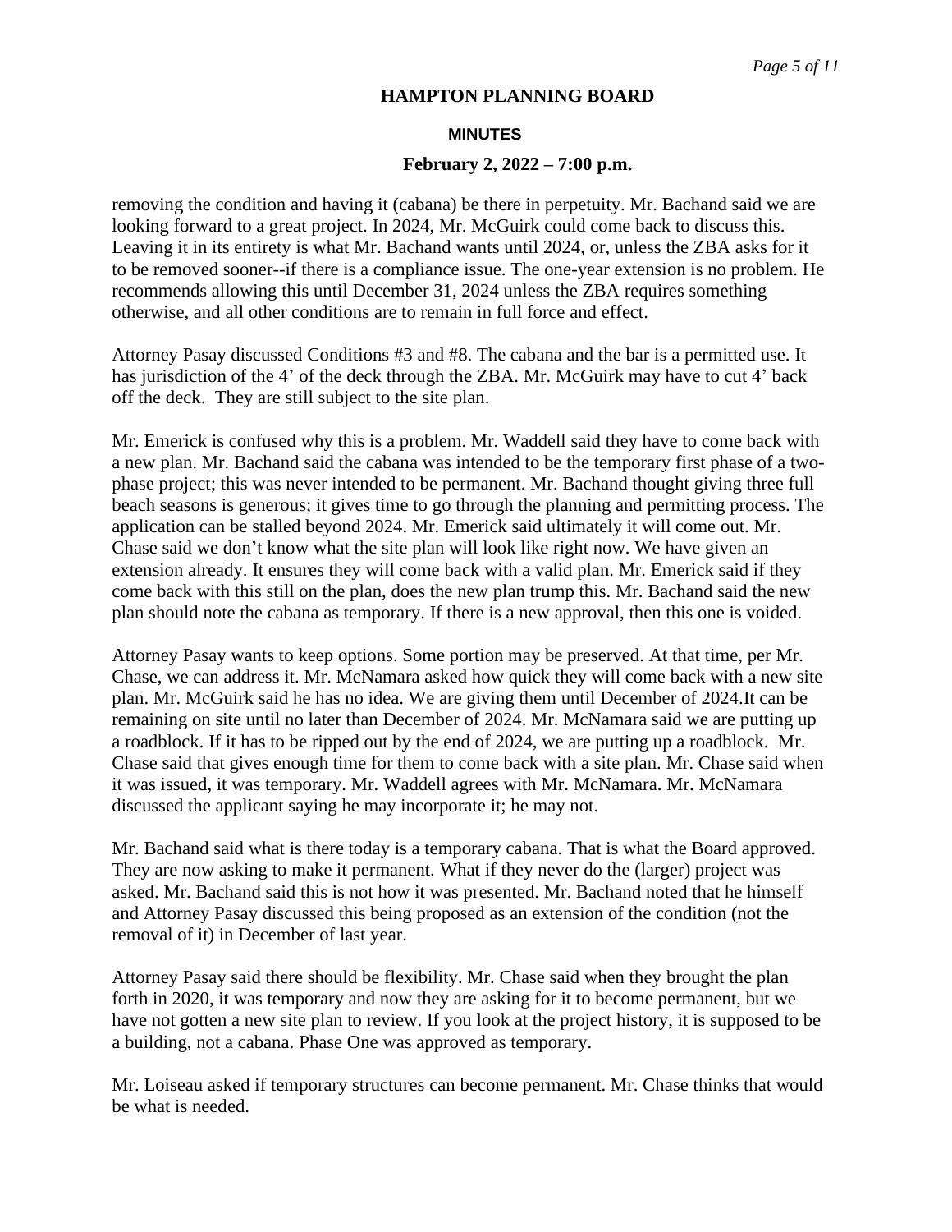removing the condition and having it (cabana) be there in perpetuity. Mr. Bachand said we are looking forward to a great project. In 2024, Mr. McGuirk could come back to discuss this. Leaving it in its entirety is what Mr. Bachand wants until 2024, or, unless the ZBA asks for it to be removed sooner--if there is a compliance issue. The one-year extension is no problem. He recommends allowing this until December 31, 2024 unless the ZBA requires something otherwise, and all other conditions are to remain in full force and effect.

Attorney Pasay discussed Conditions #3 and #8. The cabana and the bar is a permitted use. It has jurisdiction of the 4' of the deck through the ZBA. Mr. McGuirk may have to cut 4' back off the deck. They are still subject to the site plan.

Mr. Emerick is confused why this is a problem. Mr. Waddell said they have to come back with a new plan. Mr. Bachand said the cabana was intended to be the temporary first phase of a two-phase project; this was never intended to be permanent. Mr. Bachand thought giving three full beach seasons is generous; it gives time to go through the planning and permitting process. The application can be stalled beyond 2024. Mr. Emerick said ultimately it will come out. Mr. Chase said we don't know what the site plan will look like right now. We have given an extension already. It ensures they will come back with a valid plan. Mr. Emerick said if they come back with this still on the plan, does the new plan trump this. Mr. Bachand said the new plan should note the cabana as temporary. If there is a new approval, then this one is voided.

Attorney Pasay wants to keep options. Some portion may be preserved. At that time, per Mr. Chase, we can address it. Mr. McNamara asked how quick they will come back with a new site plan. Mr. McGuirk said he has no idea. We are giving them until December of 2024.It can be remaining on site until no later than December of 2024. Mr. McNamara said we are putting up a roadblock. If it has to be ripped out by the end of 2024, we are putting up a roadblock. Mr. Chase said that gives enough time for them to come back with a site plan. Mr. Chase said when it was issued, it was temporary. Mr. Waddell agrees with Mr. McNamara. Mr. McNamara discussed the applicant saying he may incorporate it; he may not.

Mr. Bachand said what is there today is a temporary cabana. That is what the Board approved. They are now asking to make it permanent. What if they never do the (larger) project was asked. Mr. Bachand said this is not how it was presented. Mr. Bachand noted that he himself and Attorney Pasay discussed this being proposed as an extension of the condition (not the removal of it) in December of last year.

Attorney Pasay said there should be flexibility. Mr. Chase said when they brought the plan forth in 2020, it was temporary and now they are asking for it to become permanent, but we have not gotten a new site plan to review. If you look at the project history, it is supposed to be a building, not a cabana. Phase One was approved as temporary.

Mr. Loiseau asked if temporary structures can become permanent. Mr. Chase thinks that would be what is needed.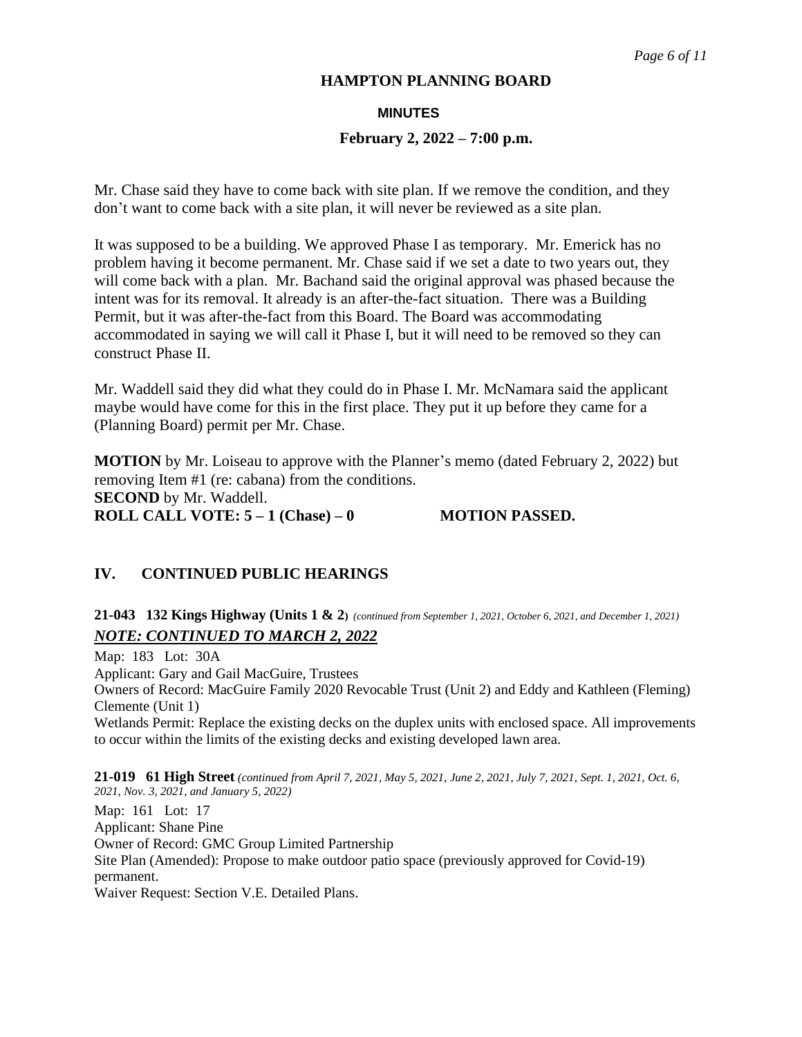**HAMPTON PLANNING BOARD**

**MINUTES**

**February 2, 2022 – 7:00 p.m.**

Mr. Chase said they have to come back with site plan. If we remove the condition, and they don't want to come back with a site plan, it will never be reviewed as a site plan.

It was supposed to be a building. We approved Phase I as temporary. Mr. Emerick has no problem having it become permanent. Mr. Chase said if we set a date to two years out, they will come back with a plan. Mr. Bachand said the original approval was phased because the intent was for its removal. It already is an after-the-fact situation. There was a Building Permit, but it was after-the-fact from this Board. The Board was accommodating accommodated in saying we will call it Phase I, but it will need to be removed so they can construct Phase II.

Mr. Waddell said they did what they could do in Phase I. Mr. McNamara said the applicant maybe would have come for this in the first place. They put it up before they came for a (Planning Board) permit per Mr. Chase.

**MOTION** by Mr. Loiseau to approve with the Planner's memo (dated February 2, 2022) but removing Item #1 (re: cabana) from the conditions.
**SECOND** by Mr. Waddell.
**ROLL CALL VOTE: 5 – 1 (Chase) – 0 MOTION PASSED.**

## IV. CONTINUED PUBLIC HEARINGS

**21-043 132 Kings Highway (Units 1 & 2)** *(continued from September 1, 2021, October 6, 2021, and December 1, 2021)*
***NOTE: CONTINUED TO MARCH 2, 2022***

Map: 183 Lot: 30A
Applicant: Gary and Gail MacGuire, Trustees
Owners of Record: MacGuire Family 2020 Revocable Trust (Unit 2) and Eddy and Kathleen (Fleming) Clemente (Unit 1)
Wetlands Permit: Replace the existing decks on the duplex units with enclosed space. All improvements to occur within the limits of the existing decks and existing developed lawn area.

**21-019 61 High Street** *(continued from April 7, 2021, May 5, 2021, June 2, 2021, July 7, 2021, Sept. 1, 2021, Oct. 6, 2021, Nov. 3, 2021, and January 5, 2022)*

Map: 161 Lot: 17
Applicant: Shane Pine
Owner of Record: GMC Group Limited Partnership
Site Plan (Amended): Propose to make outdoor patio space (previously approved for Covid-19) permanent.
Waiver Request: Section V.E. Detailed Plans.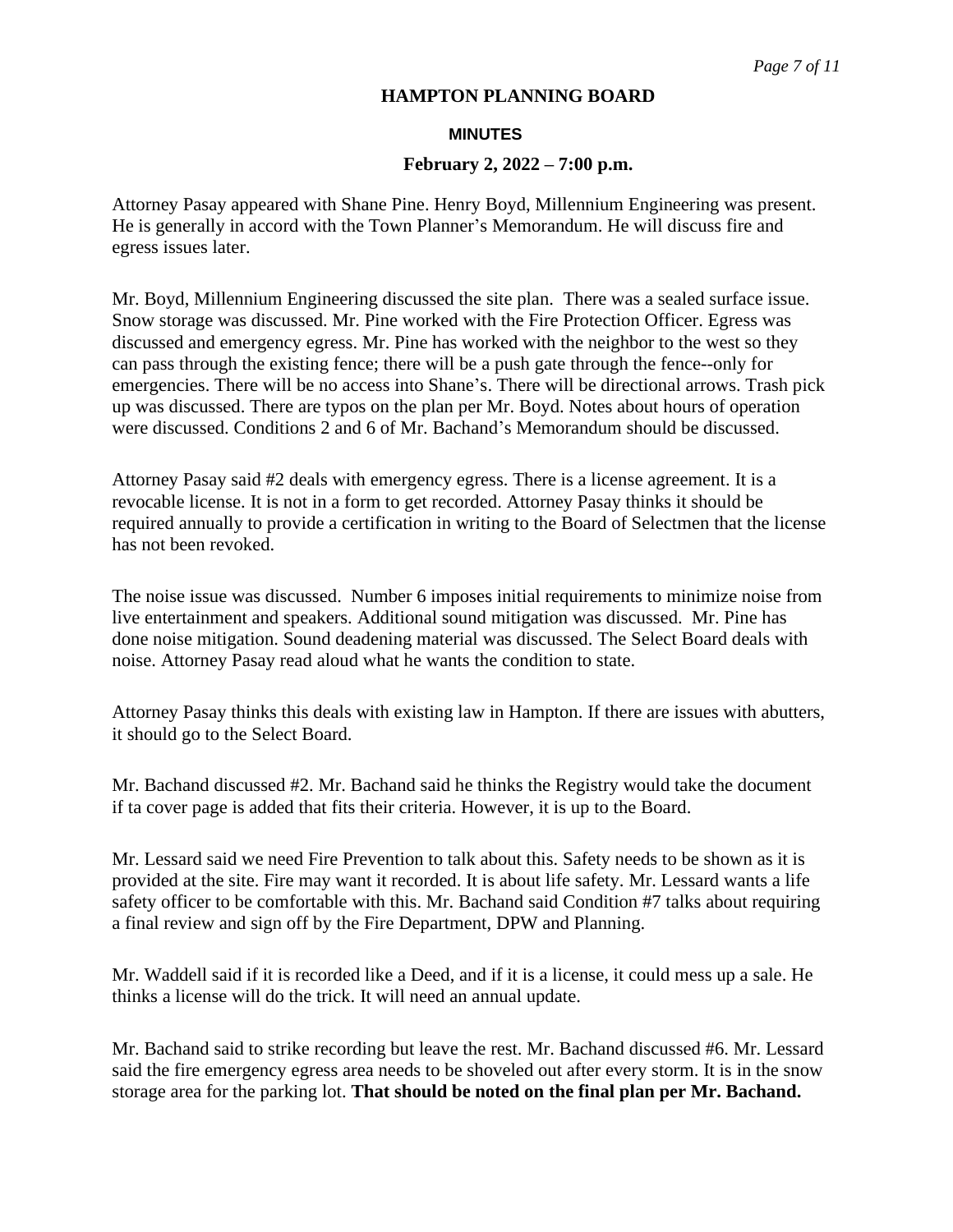# HAMPTON PLANNING BOARD

## MINUTES

### February 2, 2022 – 7:00 p.m.

Attorney Pasay appeared with Shane Pine. Henry Boyd, Millennium Engineering was present. He is generally in accord with the Town Planner's Memorandum. He will discuss fire and egress issues later.

Mr. Boyd, Millennium Engineering discussed the site plan. There was a sealed surface issue. Snow storage was discussed. Mr. Pine worked with the Fire Protection Officer. Egress was discussed and emergency egress. Mr. Pine has worked with the neighbor to the west so they can pass through the existing fence; there will be a push gate through the fence--only for emergencies. There will be no access into Shane's. There will be directional arrows. Trash pick up was discussed. There are typos on the plan per Mr. Boyd. Notes about hours of operation were discussed. Conditions 2 and 6 of Mr. Bachand's Memorandum should be discussed.

Attorney Pasay said #2 deals with emergency egress. There is a license agreement. It is a revocable license. It is not in a form to get recorded. Attorney Pasay thinks it should be required annually to provide a certification in writing to the Board of Selectmen that the license has not been revoked.

The noise issue was discussed. Number 6 imposes initial requirements to minimize noise from live entertainment and speakers. Additional sound mitigation was discussed. Mr. Pine has done noise mitigation. Sound deadening material was discussed. The Select Board deals with noise. Attorney Pasay read aloud what he wants the condition to state.

Attorney Pasay thinks this deals with existing law in Hampton. If there are issues with abutters, it should go to the Select Board.

Mr. Bachand discussed #2. Mr. Bachand said he thinks the Registry would take the document if ta cover page is added that fits their criteria. However, it is up to the Board.

Mr. Lessard said we need Fire Prevention to talk about this. Safety needs to be shown as it is provided at the site. Fire may want it recorded. It is about life safety. Mr. Lessard wants a life safety officer to be comfortable with this. Mr. Bachand said Condition #7 talks about requiring a final review and sign off by the Fire Department, DPW and Planning.

Mr. Waddell said if it is recorded like a Deed, and if it is a license, it could mess up a sale. He thinks a license will do the trick. It will need an annual update.

Mr. Bachand said to strike recording but leave the rest. Mr. Bachand discussed #6. Mr. Lessard said the fire emergency egress area needs to be shoveled out after every storm. It is in the snow storage area for the parking lot. **That should be noted on the final plan per Mr. Bachand.**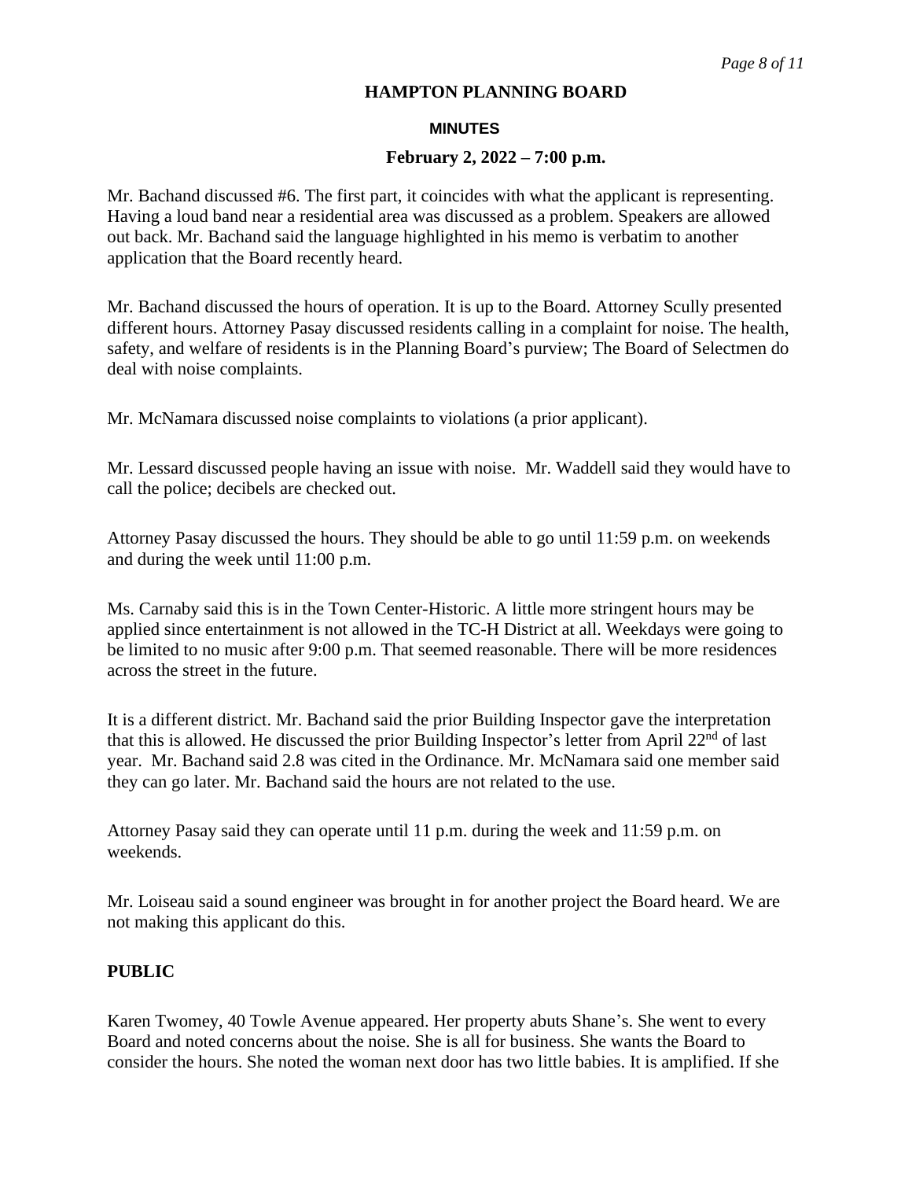# HAMPTON PLANNING BOARD

**MINUTES**

**February 2, 2022 – 7:00 p.m.**

Mr. Bachand discussed #6. The first part, it coincides with what the applicant is representing. Having a loud band near a residential area was discussed as a problem. Speakers are allowed out back. Mr. Bachand said the language highlighted in his memo is verbatim to another application that the Board recently heard.

Mr. Bachand discussed the hours of operation. It is up to the Board. Attorney Scully presented different hours. Attorney Pasay discussed residents calling in a complaint for noise. The health, safety, and welfare of residents is in the Planning Board's purview; The Board of Selectmen do deal with noise complaints.

Mr. McNamara discussed noise complaints to violations (a prior applicant).

Mr. Lessard discussed people having an issue with noise. Mr. Waddell said they would have to call the police; decibels are checked out.

Attorney Pasay discussed the hours. They should be able to go until 11:59 p.m. on weekends and during the week until 11:00 p.m.

Ms. Carnaby said this is in the Town Center-Historic. A little more stringent hours may be applied since entertainment is not allowed in the TC-H District at all. Weekdays were going to be limited to no music after 9:00 p.m. That seemed reasonable. There will be more residences across the street in the future.

It is a different district. Mr. Bachand said the prior Building Inspector gave the interpretation that this is allowed. He discussed the prior Building Inspector's letter from April 22nd of last year. Mr. Bachand said 2.8 was cited in the Ordinance. Mr. McNamara said one member said they can go later. Mr. Bachand said the hours are not related to the use.

Attorney Pasay said they can operate until 11 p.m. during the week and 11:59 p.m. on weekends.

Mr. Loiseau said a sound engineer was brought in for another project the Board heard. We are not making this applicant do this.

## PUBLIC

Karen Twomey, 40 Towle Avenue appeared. Her property abuts Shane's. She went to every Board and noted concerns about the noise. She is all for business. She wants the Board to consider the hours. She noted the woman next door has two little babies. It is amplified. If she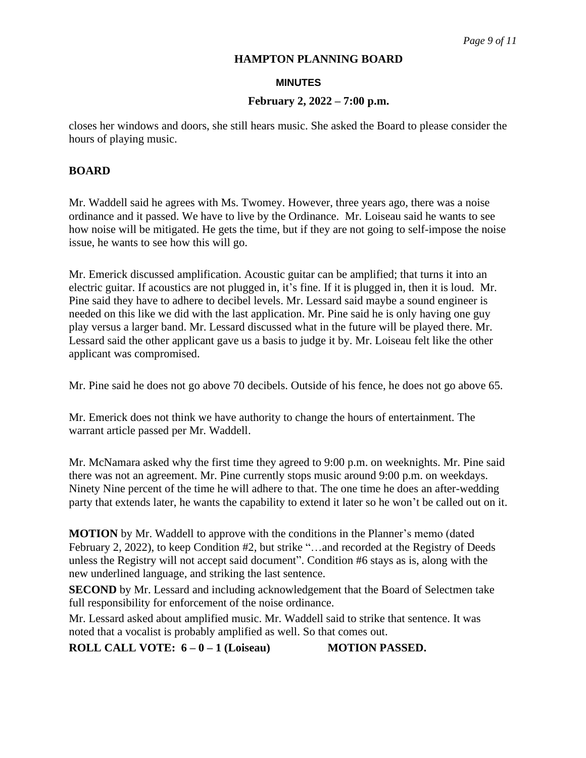closes her windows and doors, she still hears music. She asked the Board to please consider the hours of playing music.

**BOARD**

Mr. Waddell said he agrees with Ms. Twomey. However, three years ago, there was a noise ordinance and it passed. We have to live by the Ordinance. Mr. Loiseau said he wants to see how noise will be mitigated. He gets the time, but if they are not going to self-impose the noise issue, he wants to see how this will go.

Mr. Emerick discussed amplification. Acoustic guitar can be amplified; that turns it into an electric guitar. If acoustics are not plugged in, it's fine. If it is plugged in, then it is loud. Mr. Pine said they have to adhere to decibel levels. Mr. Lessard said maybe a sound engineer is needed on this like we did with the last application. Mr. Pine said he is only having one guy play versus a larger band. Mr. Lessard discussed what in the future will be played there. Mr. Lessard said the other applicant gave us a basis to judge it by. Mr. Loiseau felt like the other applicant was compromised.

Mr. Pine said he does not go above 70 decibels. Outside of his fence, he does not go above 65.

Mr. Emerick does not think we have authority to change the hours of entertainment. The warrant article passed per Mr. Waddell.

Mr. McNamara asked why the first time they agreed to 9:00 p.m. on weeknights. Mr. Pine said there was not an agreement. Mr. Pine currently stops music around 9:00 p.m. on weekdays. Ninety Nine percent of the time he will adhere to that. The one time he does an after-wedding party that extends later, he wants the capability to extend it later so he won't be called out on it.

**MOTION** by Mr. Waddell to approve with the conditions in the Planner's memo (dated February 2, 2022), to keep Condition #2, but strike "…and recorded at the Registry of Deeds unless the Registry will not accept said document". Condition #6 stays as is, along with the new underlined language, and striking the last sentence.

**SECOND** by Mr. Lessard and including acknowledgement that the Board of Selectmen take full responsibility for enforcement of the noise ordinance.

Mr. Lessard asked about amplified music. Mr. Waddell said to strike that sentence. It was noted that a vocalist is probably amplified as well. So that comes out.

**ROLL CALL VOTE: 6 – 0 – 1 (Loiseau) MOTION PASSED.**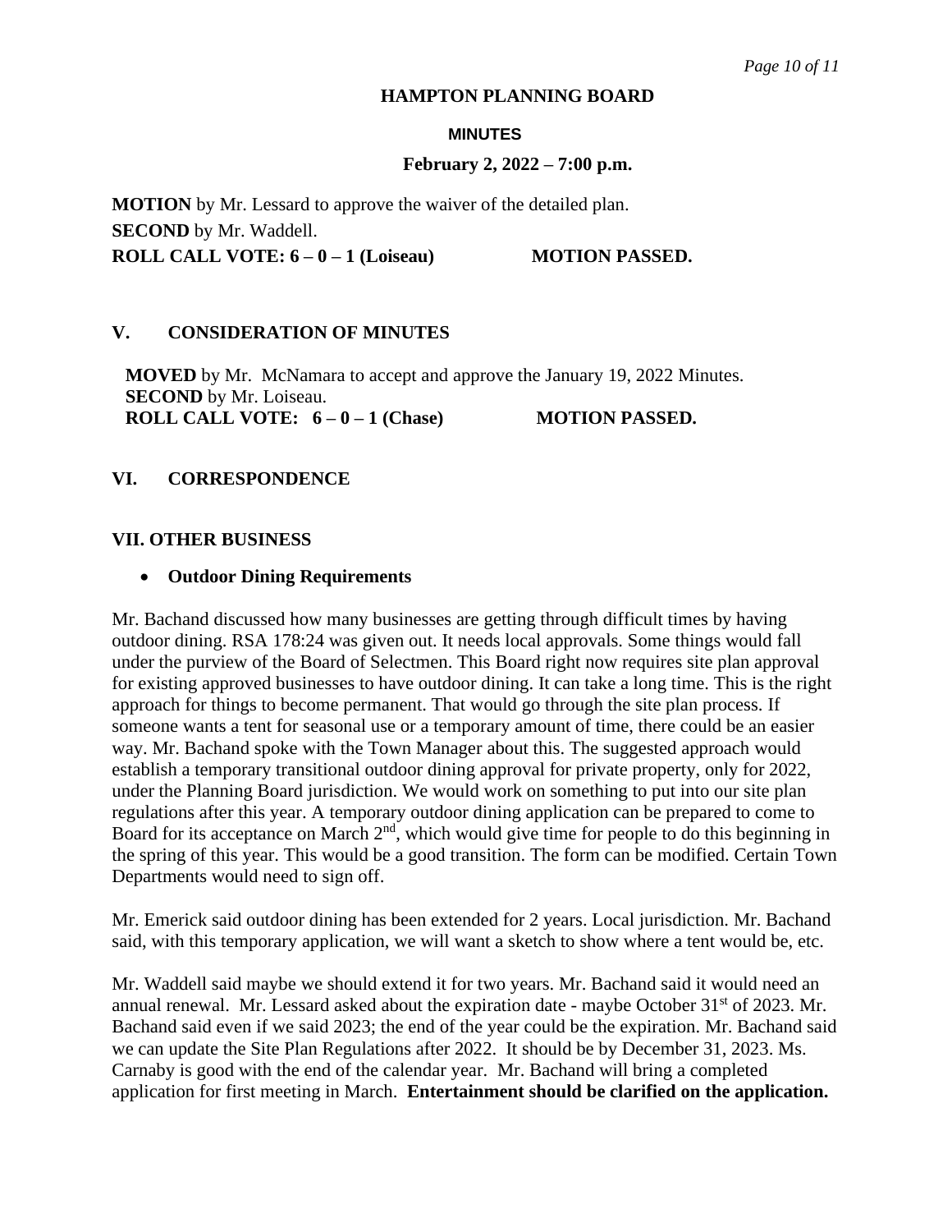**HAMPTON PLANNING BOARD**

**MINUTES**

**February 2, 2022 – 7:00 p.m.**

**MOTION** by Mr. Lessard to approve the waiver of the detailed plan.
**SECOND** by Mr. Waddell.
**ROLL CALL VOTE: 6 – 0 – 1 (Loiseau) MOTION PASSED.**

## V. CONSIDERATION OF MINUTES

**MOVED** by Mr. McNamara to accept and approve the January 19, 2022 Minutes.
**SECOND** by Mr. Loiseau.
**ROLL CALL VOTE: 6 – 0 – 1 (Chase) MOTION PASSED.**

## VI. CORRESPONDENCE

## VII. OTHER BUSINESS

- **Outdoor Dining Requirements**

Mr. Bachand discussed how many businesses are getting through difficult times by having outdoor dining. RSA 178:24 was given out. It needs local approvals. Some things would fall under the purview of the Board of Selectmen. This Board right now requires site plan approval for existing approved businesses to have outdoor dining. It can take a long time. This is the right approach for things to become permanent. That would go through the site plan process. If someone wants a tent for seasonal use or a temporary amount of time, there could be an easier way. Mr. Bachand spoke with the Town Manager about this. The suggested approach would establish a temporary transitional outdoor dining approval for private property, only for 2022, under the Planning Board jurisdiction. We would work on something to put into our site plan regulations after this year. A temporary outdoor dining application can be prepared to come to Board for its acceptance on March 2nd, which would give time for people to do this beginning in the spring of this year. This would be a good transition. The form can be modified. Certain Town Departments would need to sign off.

Mr. Emerick said outdoor dining has been extended for 2 years. Local jurisdiction. Mr. Bachand said, with this temporary application, we will want a sketch to show where a tent would be, etc.

Mr. Waddell said maybe we should extend it for two years. Mr. Bachand said it would need an annual renewal. Mr. Lessard asked about the expiration date - maybe October 31st of 2023. Mr. Bachand said even if we said 2023; the end of the year could be the expiration. Mr. Bachand said we can update the Site Plan Regulations after 2022. It should be by December 31, 2023. Ms. Carnaby is good with the end of the calendar year. Mr. Bachand will bring a completed application for first meeting in March. **Entertainment should be clarified on the application.**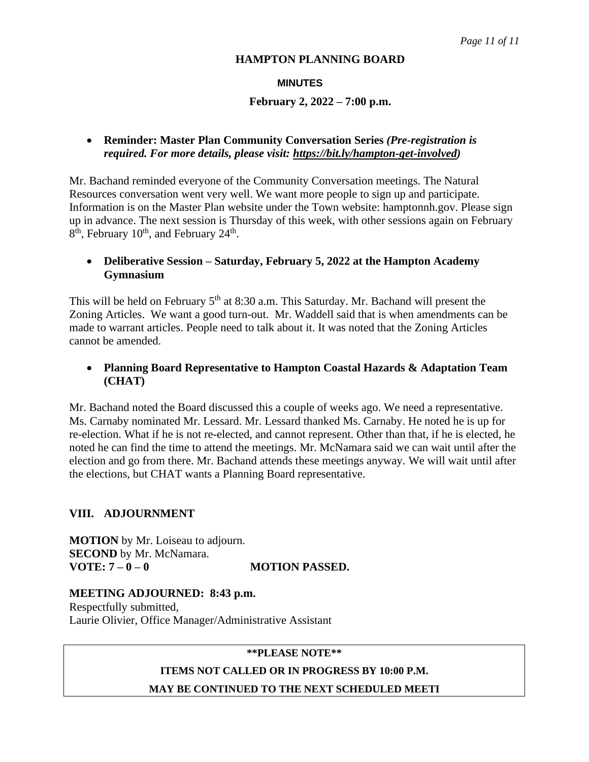**HAMPTON PLANNING BOARD**

**MINUTES**

**February 2, 2022 – 7:00 p.m.**

- **Reminder: Master Plan Community Conversation Series** ***(Pre-registration is required. For more details, please visit: https://bit.ly/hampton-get-involved)***

Mr. Bachand reminded everyone of the Community Conversation meetings. The Natural Resources conversation went very well. We want more people to sign up and participate. Information is on the Master Plan website under the Town website: hamptonnh.gov. Please sign up in advance. The next session is Thursday of this week, with other sessions again on February 8th, February 10th, and February 24th.

- **Deliberative Session – Saturday, February 5, 2022 at the Hampton Academy Gymnasium**

This will be held on February 5th at 8:30 a.m. This Saturday. Mr. Bachand will present the Zoning Articles. We want a good turn-out. Mr. Waddell said that is when amendments can be made to warrant articles. People need to talk about it. It was noted that the Zoning Articles cannot be amended.

- **Planning Board Representative to Hampton Coastal Hazards & Adaptation Team (CHAT)**

Mr. Bachand noted the Board discussed this a couple of weeks ago. We need a representative. Ms. Carnaby nominated Mr. Lessard. Mr. Lessard thanked Ms. Carnaby. He noted he is up for re-election. What if he is not re-elected, and cannot represent. Other than that, if he is elected, he noted he can find the time to attend the meetings. Mr. McNamara said we can wait until after the election and go from there. Mr. Bachand attends these meetings anyway. We will wait until after the elections, but CHAT wants a Planning Board representative.

## VIII. ADJOURNMENT

**MOTION** by Mr. Loiseau to adjourn.
**SECOND** by Mr. McNamara.
**VOTE: 7 – 0 – 0** **MOTION PASSED.**

**MEETING ADJOURNED: 8:43 p.m.**
Respectfully submitted,
Laurie Olivier, Office Manager/Administrative Assistant

**\*\*PLEASE NOTE\*\***
**ITEMS NOT CALLED OR IN PROGRESS BY 10:00 P.M.**
**MAY BE CONTINUED TO THE NEXT SCHEDULED MEETI**